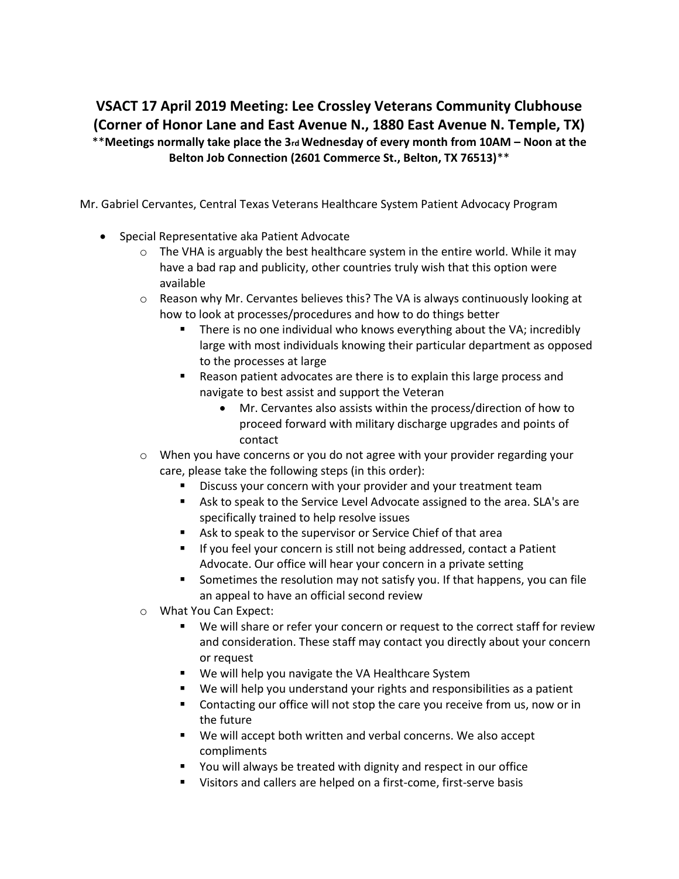# VSACT 17 April 2019 Meeting: Lee Crossley Veterans Community Clubhouse (Corner of Honor Lane and East Avenue N., 1880 East Avenue N. Temple, TX)

**\*\*Meetings normally take place the 3rd Wednesday of every month from 10AM – Noon at the Belton Job Connection (2601 Commerce St., Belton, TX 76513)\*\***

Mr. Gabriel Cervantes, Central Texas Veterans Healthcare System Patient Advocacy Program

- Special Representative aka Patient Advocate
  - The VHA is arguably the best healthcare system in the entire world. While it may have a bad rap and publicity, other countries truly wish that this option were available
  - Reason why Mr. Cervantes believes this? The VA is always continuously looking at how to look at processes/procedures and how to do things better
    - There is no one individual who knows everything about the VA; incredibly large with most individuals knowing their particular department as opposed to the processes at large
    - Reason patient advocates are there is to explain this large process and navigate to best assist and support the Veteran
      - Mr. Cervantes also assists within the process/direction of how to proceed forward with military discharge upgrades and points of contact
  - When you have concerns or you do not agree with your provider regarding your care, please take the following steps (in this order):
    - Discuss your concern with your provider and your treatment team
    - Ask to speak to the Service Level Advocate assigned to the area. SLA's are specifically trained to help resolve issues
    - Ask to speak to the supervisor or Service Chief of that area
    - If you feel your concern is still not being addressed, contact a Patient Advocate. Our office will hear your concern in a private setting
    - Sometimes the resolution may not satisfy you. If that happens, you can file an appeal to have an official second review
  - What You Can Expect:
    - We will share or refer your concern or request to the correct staff for review and consideration. These staff may contact you directly about your concern or request
    - We will help you navigate the VA Healthcare System
    - We will help you understand your rights and responsibilities as a patient
    - Contacting our office will not stop the care you receive from us, now or in the future
    - We will accept both written and verbal concerns. We also accept compliments
    - You will always be treated with dignity and respect in our office
    - Visitors and callers are helped on a first-come, first-serve basis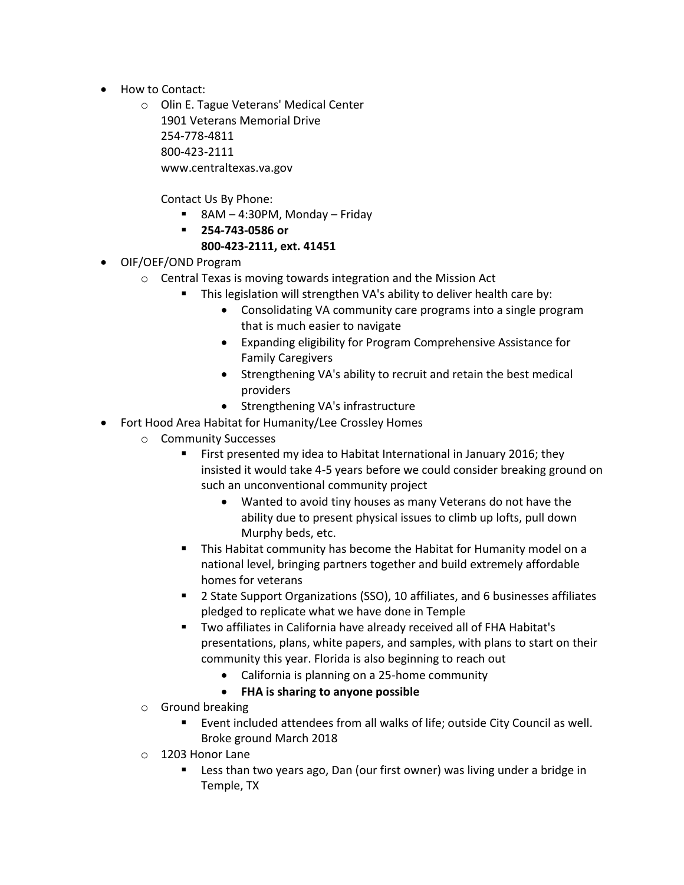- How to Contact:
  - Olin E. Tague Veterans' Medical Center
    1901 Veterans Memorial Drive
    254-778-4811
    800-423-2111
    www.centraltexas.va.gov

    Contact Us By Phone:
    - 8AM – 4:30PM, Monday – Friday
    - **254-743-0586 or**
      **800-423-2111, ext. 41451**
- OIF/OEF/OND Program
  - Central Texas is moving towards integration and the Mission Act
    - This legislation will strengthen VA's ability to deliver health care by:
      - Consolidating VA community care programs into a single program that is much easier to navigate
      - Expanding eligibility for Program Comprehensive Assistance for Family Caregivers
      - Strengthening VA's ability to recruit and retain the best medical providers
      - Strengthening VA's infrastructure
- Fort Hood Area Habitat for Humanity/Lee Crossley Homes
  - Community Successes
    - First presented my idea to Habitat International in January 2016; they insisted it would take 4-5 years before we could consider breaking ground on such an unconventional community project
      - Wanted to avoid tiny houses as many Veterans do not have the ability due to present physical issues to climb up lofts, pull down Murphy beds, etc.
    - This Habitat community has become the Habitat for Humanity model on a national level, bringing partners together and build extremely affordable homes for veterans
    - 2 State Support Organizations (SSO), 10 affiliates, and 6 businesses affiliates pledged to replicate what we have done in Temple
    - Two affiliates in California have already received all of FHA Habitat's presentations, plans, white papers, and samples, with plans to start on their community this year. Florida is also beginning to reach out
      - California is planning on a 25-home community
      - **FHA is sharing to anyone possible**
  - Ground breaking
    - Event included attendees from all walks of life; outside City Council as well. Broke ground March 2018
  - 1203 Honor Lane
    - Less than two years ago, Dan (our first owner) was living under a bridge in Temple, TX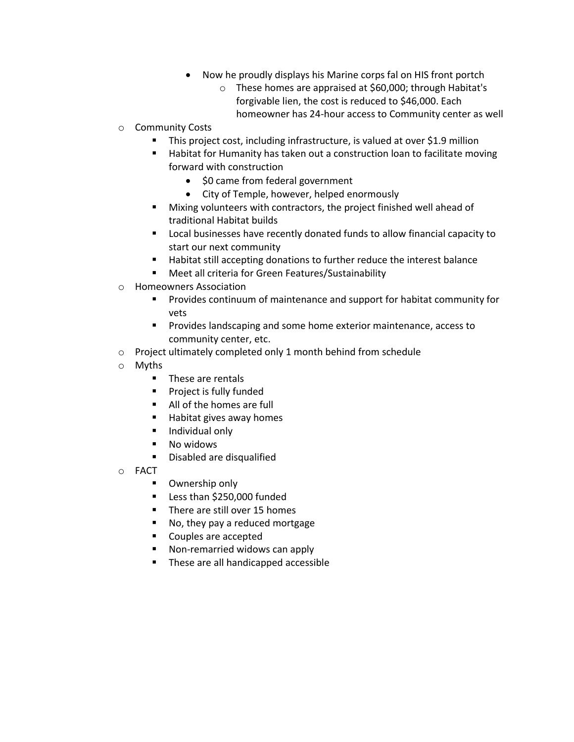- Now he proudly displays his Marine corps fal on HIS front portch
            - These homes are appraised at $60,000; through Habitat's forgivable lien, the cost is reduced to $46,000. Each homeowner has 24-hour access to Community center as well
- Community Costs
    - This project cost, including infrastructure, is valued at over $1.9 million
    - Habitat for Humanity has taken out a construction loan to facilitate moving forward with construction
        - $0 came from federal government
        - City of Temple, however, helped enormously
    - Mixing volunteers with contractors, the project finished well ahead of traditional Habitat builds
    - Local businesses have recently donated funds to allow financial capacity to start our next community
    - Habitat still accepting donations to further reduce the interest balance
    - Meet all criteria for Green Features/Sustainability
- Homeowners Association
    - Provides continuum of maintenance and support for habitat community for vets
    - Provides landscaping and some home exterior maintenance, access to community center, etc.
- Project ultimately completed only 1 month behind from schedule
- Myths
    - These are rentals
    - Project is fully funded
    - All of the homes are full
    - Habitat gives away homes
    - Individual only
    - No widows
    - Disabled are disqualified
- FACT
    - Ownership only
    - Less than $250,000 funded
    - There are still over 15 homes
    - No, they pay a reduced mortgage
    - Couples are accepted
    - Non-remarried widows can apply
    - These are all handicapped accessible